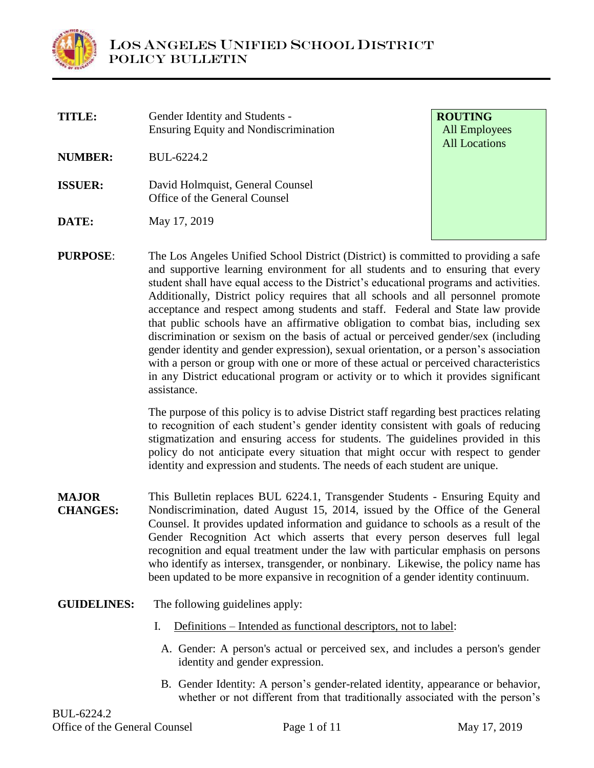# LOS ANGELES UNIFIED SCHOOL DISTRICT
## POLICY BULLETIN

| | |
|---|---|
| **TITLE:** | Gender Identity and Students - Ensuring Equity and Nondiscrimination |
| **NUMBER:** | BUL-6224.2 |
| **ISSUER:** | David Holmquist, General Counsel<br>Office of the General Counsel |
| **DATE:** | May 17, 2019 |

**ROUTING**
All Employees
All Locations

**PURPOSE**: The Los Angeles Unified School District (District) is committed to providing a safe and supportive learning environment for all students and to ensuring that every student shall have equal access to the District's educational programs and activities. Additionally, District policy requires that all schools and all personnel promote acceptance and respect among students and staff. Federal and State law provide that public schools have an affirmative obligation to combat bias, including sex discrimination or sexism on the basis of actual or perceived gender/sex (including gender identity and gender expression), sexual orientation, or a person's association with a person or group with one or more of these actual or perceived characteristics in any District educational program or activity or to which it provides significant assistance.

The purpose of this policy is to advise District staff regarding best practices relating to recognition of each student's gender identity consistent with goals of reducing stigmatization and ensuring access for students. The guidelines provided in this policy do not anticipate every situation that might occur with respect to gender identity and expression and students. The needs of each student are unique.

**MAJOR CHANGES:** This Bulletin replaces BUL 6224.1, Transgender Students - Ensuring Equity and Nondiscrimination, dated August 15, 2014, issued by the Office of the General Counsel. It provides updated information and guidance to schools as a result of the Gender Recognition Act which asserts that every person deserves full legal recognition and equal treatment under the law with particular emphasis on persons who identify as intersex, transgender, or nonbinary. Likewise, the policy name has been updated to be more expansive in recognition of a gender identity continuum.

**GUIDELINES:** The following guidelines apply:

I. Definitions – Intended as functional descriptors, not to label:

A. Gender: A person's actual or perceived sex, and includes a person's gender identity and gender expression.

B. Gender Identity: A person's gender-related identity, appearance or behavior, whether or not different from that traditionally associated with the person's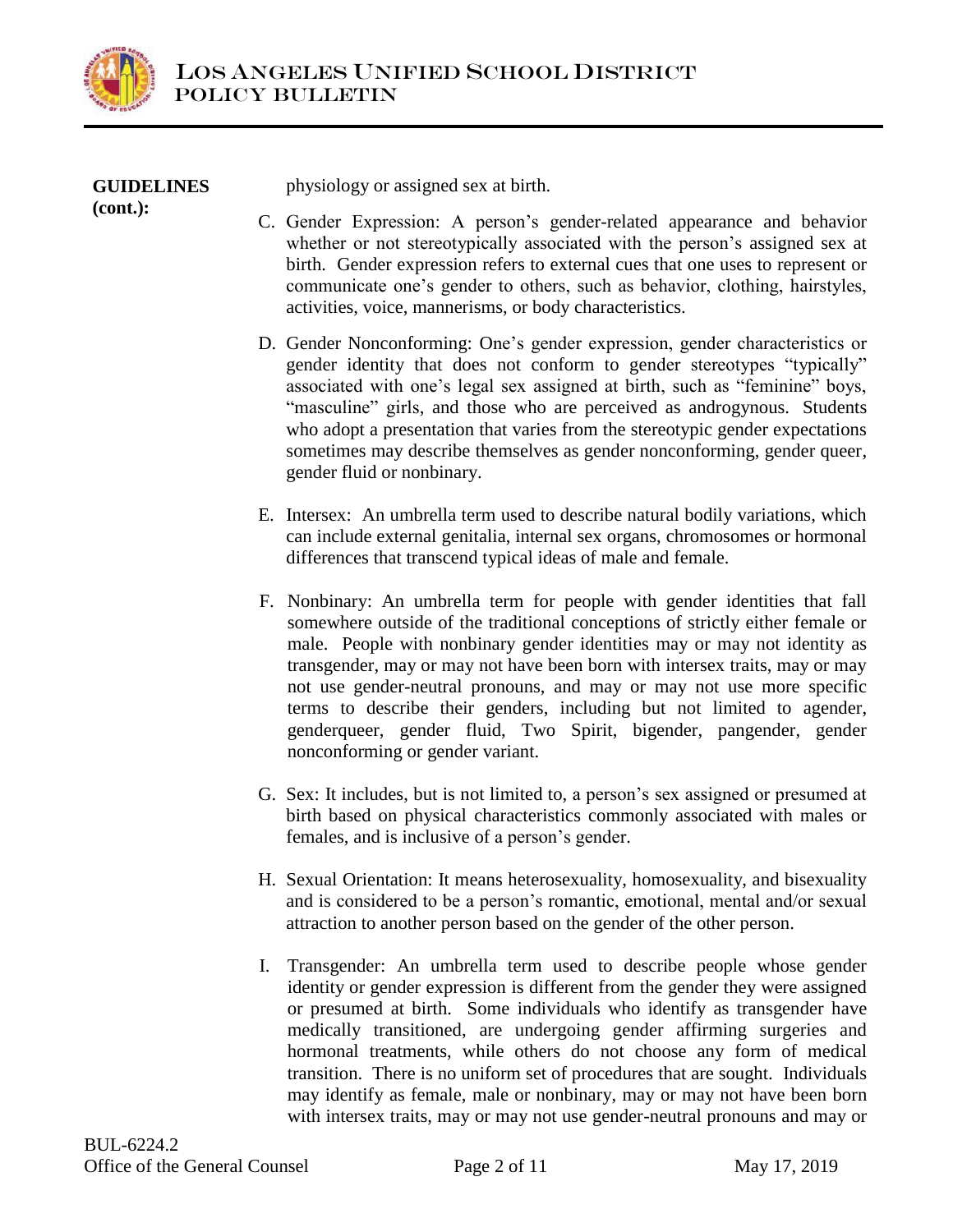**GUIDELINES (cont.):**

physiology or assigned sex at birth.

C. Gender Expression: A person's gender-related appearance and behavior whether or not stereotypically associated with the person's assigned sex at birth. Gender expression refers to external cues that one uses to represent or communicate one's gender to others, such as behavior, clothing, hairstyles, activities, voice, mannerisms, or body characteristics.

D. Gender Nonconforming: One's gender expression, gender characteristics or gender identity that does not conform to gender stereotypes "typically" associated with one's legal sex assigned at birth, such as "feminine" boys, "masculine" girls, and those who are perceived as androgynous. Students who adopt a presentation that varies from the stereotypic gender expectations sometimes may describe themselves as gender nonconforming, gender queer, gender fluid or nonbinary.

E. Intersex: An umbrella term used to describe natural bodily variations, which can include external genitalia, internal sex organs, chromosomes or hormonal differences that transcend typical ideas of male and female.

F. Nonbinary: An umbrella term for people with gender identities that fall somewhere outside of the traditional conceptions of strictly either female or male. People with nonbinary gender identities may or may not identity as transgender, may or may not have been born with intersex traits, may or may not use gender-neutral pronouns, and may or may not use more specific terms to describe their genders, including but not limited to agender, genderqueer, gender fluid, Two Spirit, bigender, pangender, gender nonconforming or gender variant.

G. Sex: It includes, but is not limited to, a person's sex assigned or presumed at birth based on physical characteristics commonly associated with males or females, and is inclusive of a person's gender.

H. Sexual Orientation: It means heterosexuality, homosexuality, and bisexuality and is considered to be a person's romantic, emotional, mental and/or sexual attraction to another person based on the gender of the other person.

I. Transgender: An umbrella term used to describe people whose gender identity or gender expression is different from the gender they were assigned or presumed at birth. Some individuals who identify as transgender have medically transitioned, are undergoing gender affirming surgeries and hormonal treatments, while others do not choose any form of medical transition. There is no uniform set of procedures that are sought. Individuals may identify as female, male or nonbinary, may or may not have been born with intersex traits, may or may not use gender-neutral pronouns and may or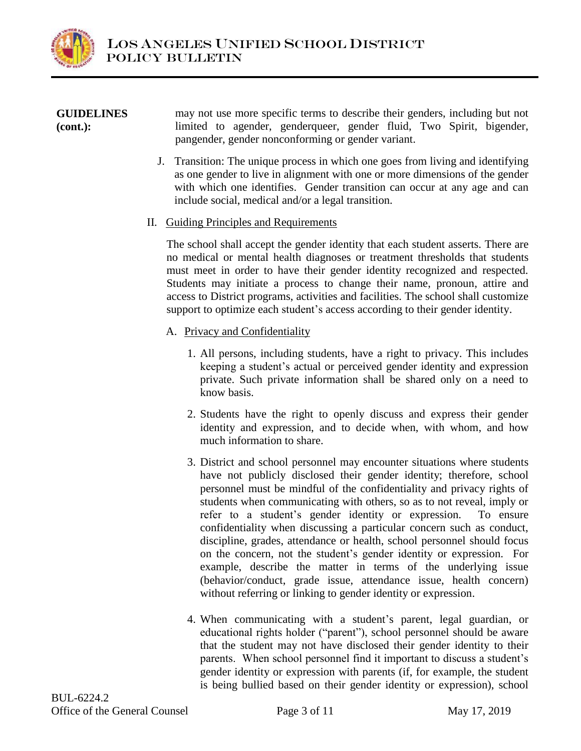**GUIDELINES (cont.):**

may not use more specific terms to describe their genders, including but not limited to agender, genderqueer, gender fluid, Two Spirit, bigender, pangender, gender nonconforming or gender variant.

J. Transition: The unique process in which one goes from living and identifying as one gender to live in alignment with one or more dimensions of the gender with which one identifies. Gender transition can occur at any age and can include social, medical and/or a legal transition.

II. Guiding Principles and Requirements

The school shall accept the gender identity that each student asserts. There are no medical or mental health diagnoses or treatment thresholds that students must meet in order to have their gender identity recognized and respected. Students may initiate a process to change their name, pronoun, attire and access to District programs, activities and facilities. The school shall customize support to optimize each student's access according to their gender identity.

A. Privacy and Confidentiality

1. All persons, including students, have a right to privacy. This includes keeping a student's actual or perceived gender identity and expression private. Such private information shall be shared only on a need to know basis.

2. Students have the right to openly discuss and express their gender identity and expression, and to decide when, with whom, and how much information to share.

3. District and school personnel may encounter situations where students have not publicly disclosed their gender identity; therefore, school personnel must be mindful of the confidentiality and privacy rights of students when communicating with others, so as to not reveal, imply or refer to a student's gender identity or expression. To ensure confidentiality when discussing a particular concern such as conduct, discipline, grades, attendance or health, school personnel should focus on the concern, not the student's gender identity or expression. For example, describe the matter in terms of the underlying issue (behavior/conduct, grade issue, attendance issue, health concern) without referring or linking to gender identity or expression.

4. When communicating with a student's parent, legal guardian, or educational rights holder ("parent"), school personnel should be aware that the student may not have disclosed their gender identity to their parents. When school personnel find it important to discuss a student's gender identity or expression with parents (if, for example, the student is being bullied based on their gender identity or expression), school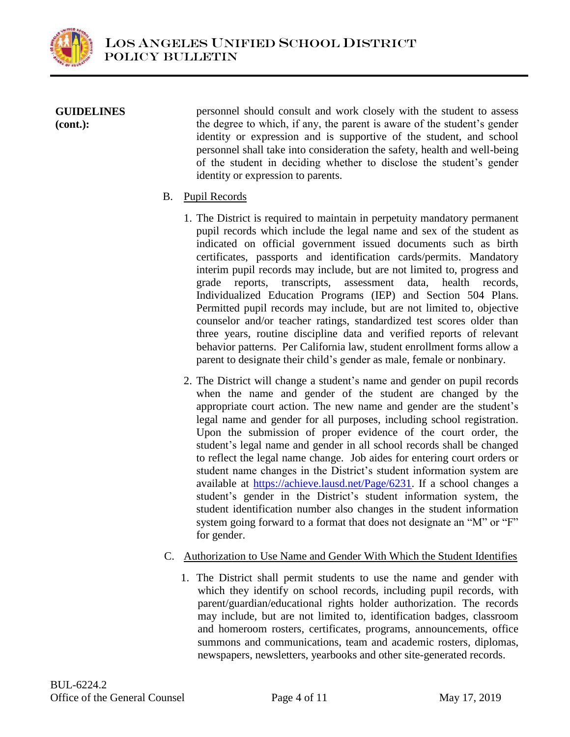**GUIDELINES (cont.):**

personnel should consult and work closely with the student to assess the degree to which, if any, the parent is aware of the student's gender identity or expression and is supportive of the student, and school personnel shall take into consideration the safety, health and well-being of the student in deciding whether to disclose the student's gender identity or expression to parents.

B. Pupil Records

1. The District is required to maintain in perpetuity mandatory permanent pupil records which include the legal name and sex of the student as indicated on official government issued documents such as birth certificates, passports and identification cards/permits. Mandatory interim pupil records may include, but are not limited to, progress and grade reports, transcripts, assessment data, health records, Individualized Education Programs (IEP) and Section 504 Plans. Permitted pupil records may include, but are not limited to, objective counselor and/or teacher ratings, standardized test scores older than three years, routine discipline data and verified reports of relevant behavior patterns. Per California law, student enrollment forms allow a parent to designate their child's gender as male, female or nonbinary.

2. The District will change a student's name and gender on pupil records when the name and gender of the student are changed by the appropriate court action. The new name and gender are the student's legal name and gender for all purposes, including school registration. Upon the submission of proper evidence of the court order, the student's legal name and gender in all school records shall be changed to reflect the legal name change. Job aides for entering court orders or student name changes in the District's student information system are available at https://achieve.lausd.net/Page/6231. If a school changes a student's gender in the District's student information system, the student identification number also changes in the student information system going forward to a format that does not designate an "M" or "F" for gender.

C. Authorization to Use Name and Gender With Which the Student Identifies

1. The District shall permit students to use the name and gender with which they identify on school records, including pupil records, with parent/guardian/educational rights holder authorization. The records may include, but are not limited to, identification badges, classroom and homeroom rosters, certificates, programs, announcements, office summons and communications, team and academic rosters, diplomas, newspapers, newsletters, yearbooks and other site-generated records.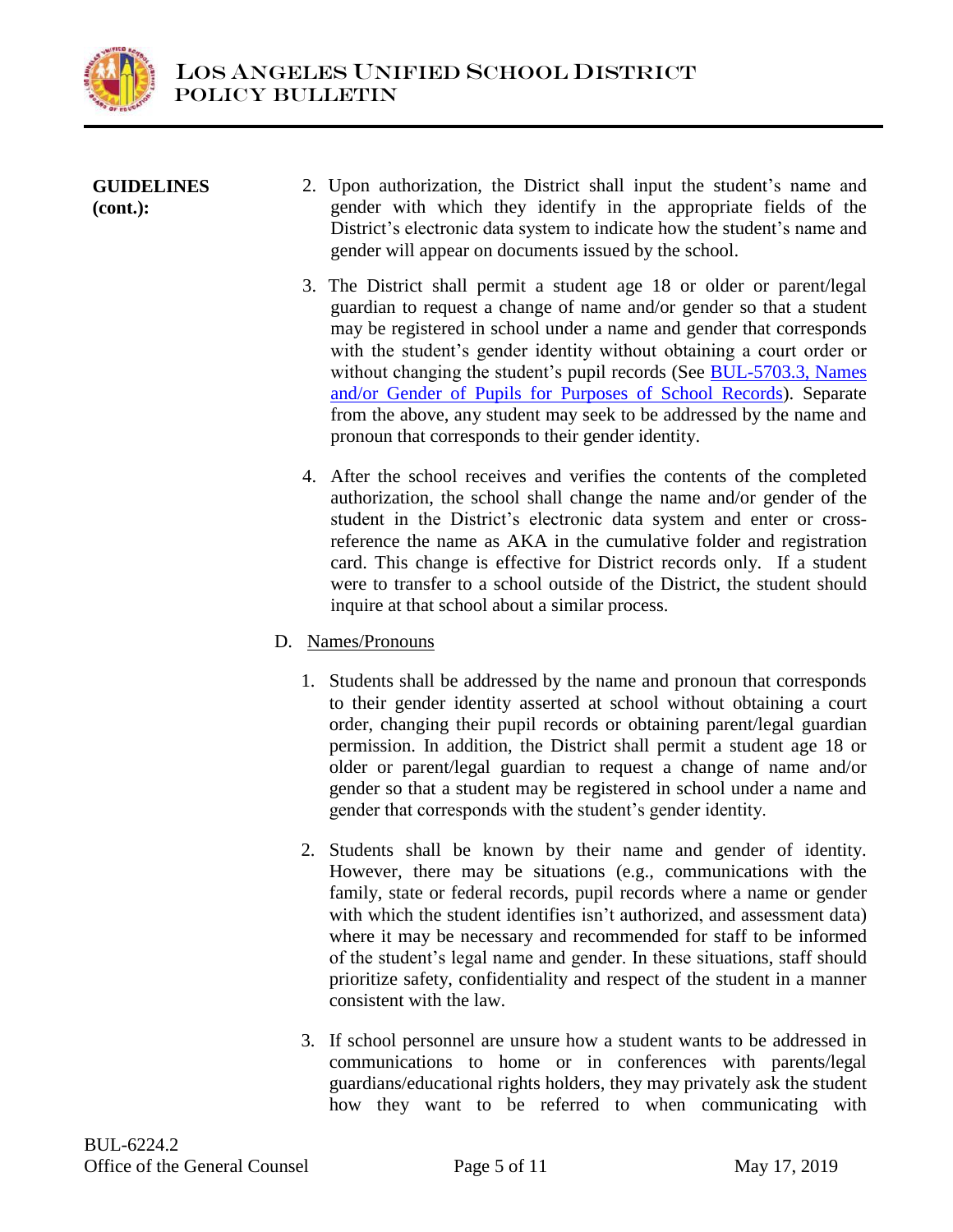**GUIDELINES (cont.):**

2. Upon authorization, the District shall input the student's name and gender with which they identify in the appropriate fields of the District's electronic data system to indicate how the student's name and gender will appear on documents issued by the school.

3. The District shall permit a student age 18 or older or parent/legal guardian to request a change of name and/or gender so that a student may be registered in school under a name and gender that corresponds with the student's gender identity without obtaining a court order or without changing the student's pupil records (See [BUL-5703.3, Names and/or Gender of Pupils for Purposes of School Records]). Separate from the above, any student may seek to be addressed by the name and pronoun that corresponds to their gender identity.

4. After the school receives and verifies the contents of the completed authorization, the school shall change the name and/or gender of the student in the District's electronic data system and enter or cross-reference the name as AKA in the cumulative folder and registration card. This change is effective for District records only. If a student were to transfer to a school outside of the District, the student should inquire at that school about a similar process.

D. Names/Pronouns

1. Students shall be addressed by the name and pronoun that corresponds to their gender identity asserted at school without obtaining a court order, changing their pupil records or obtaining parent/legal guardian permission. In addition, the District shall permit a student age 18 or older or parent/legal guardian to request a change of name and/or gender so that a student may be registered in school under a name and gender that corresponds with the student's gender identity.

2. Students shall be known by their name and gender of identity. However, there may be situations (e.g., communications with the family, state or federal records, pupil records where a name or gender with which the student identifies isn't authorized, and assessment data) where it may be necessary and recommended for staff to be informed of the student's legal name and gender. In these situations, staff should prioritize safety, confidentiality and respect of the student in a manner consistent with the law.

3. If school personnel are unsure how a student wants to be addressed in communications to home or in conferences with parents/legal guardians/educational rights holders, they may privately ask the student how they want to be referred to when communicating with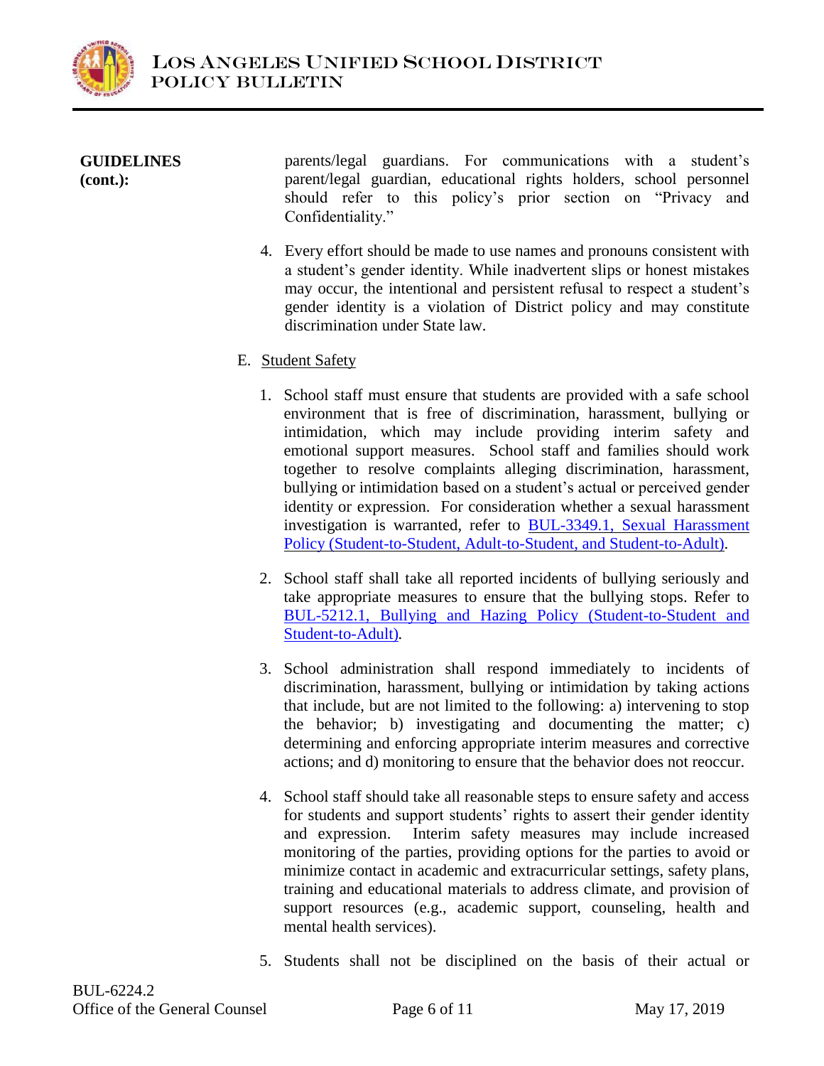**GUIDELINES (cont.):**

parents/legal guardians. For communications with a student's parent/legal guardian, educational rights holders, school personnel should refer to this policy's prior section on "Privacy and Confidentiality."

4. Every effort should be made to use names and pronouns consistent with a student's gender identity. While inadvertent slips or honest mistakes may occur, the intentional and persistent refusal to respect a student's gender identity is a violation of District policy and may constitute discrimination under State law.

E. Student Safety

1. School staff must ensure that students are provided with a safe school environment that is free of discrimination, harassment, bullying or intimidation, which may include providing interim safety and emotional support measures. School staff and families should work together to resolve complaints alleging discrimination, harassment, bullying or intimidation based on a student's actual or perceived gender identity or expression. For consideration whether a sexual harassment investigation is warranted, refer to BUL-3349.1, Sexual Harassment Policy (Student-to-Student, Adult-to-Student, and Student-to-Adult).

2. School staff shall take all reported incidents of bullying seriously and take appropriate measures to ensure that the bullying stops. Refer to BUL-5212.1, Bullying and Hazing Policy (Student-to-Student and Student-to-Adult).

3. School administration shall respond immediately to incidents of discrimination, harassment, bullying or intimidation by taking actions that include, but are not limited to the following: a) intervening to stop the behavior; b) investigating and documenting the matter; c) determining and enforcing appropriate interim measures and corrective actions; and d) monitoring to ensure that the behavior does not reoccur.

4. School staff should take all reasonable steps to ensure safety and access for students and support students' rights to assert their gender identity and expression. Interim safety measures may include increased monitoring of the parties, providing options for the parties to avoid or minimize contact in academic and extracurricular settings, safety plans, training and educational materials to address climate, and provision of support resources (e.g., academic support, counseling, health and mental health services).

5. Students shall not be disciplined on the basis of their actual or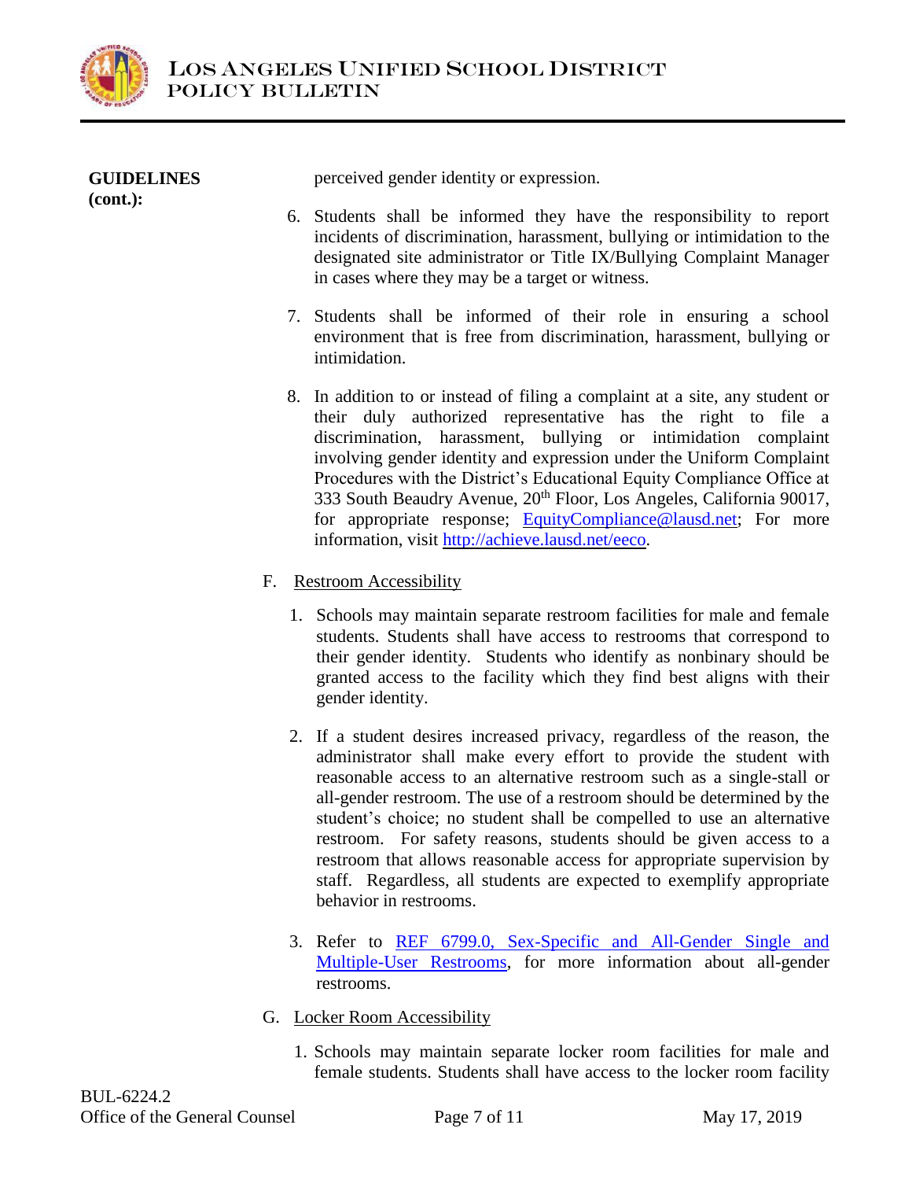**GUIDELINES (cont.):**

perceived gender identity or expression.

6. Students shall be informed they have the responsibility to report incidents of discrimination, harassment, bullying or intimidation to the designated site administrator or Title IX/Bullying Complaint Manager in cases where they may be a target or witness.

7. Students shall be informed of their role in ensuring a school environment that is free from discrimination, harassment, bullying or intimidation.

8. In addition to or instead of filing a complaint at a site, any student or their duly authorized representative has the right to file a discrimination, harassment, bullying or intimidation complaint involving gender identity and expression under the Uniform Complaint Procedures with the District's Educational Equity Compliance Office at 333 South Beaudry Avenue, 20th Floor, Los Angeles, California 90017, for appropriate response; [EquityCompliance@lausd.net](mailto:EquityCompliance@lausd.net); For more information, visit [http://achieve.lausd.net/eeco](http://achieve.lausd.net/eeco).

F. Restroom Accessibility

1. Schools may maintain separate restroom facilities for male and female students. Students shall have access to restrooms that correspond to their gender identity. Students who identify as nonbinary should be granted access to the facility which they find best aligns with their gender identity.

2. If a student desires increased privacy, regardless of the reason, the administrator shall make every effort to provide the student with reasonable access to an alternative restroom such as a single-stall or all-gender restroom. The use of a restroom should be determined by the student's choice; no student shall be compelled to use an alternative restroom. For safety reasons, students should be given access to a restroom that allows reasonable access for appropriate supervision by staff. Regardless, all students are expected to exemplify appropriate behavior in restrooms.

3. Refer to REF 6799.0, Sex-Specific and All-Gender Single and Multiple-User Restrooms, for more information about all-gender restrooms.

G. Locker Room Accessibility

1. Schools may maintain separate locker room facilities for male and female students. Students shall have access to the locker room facility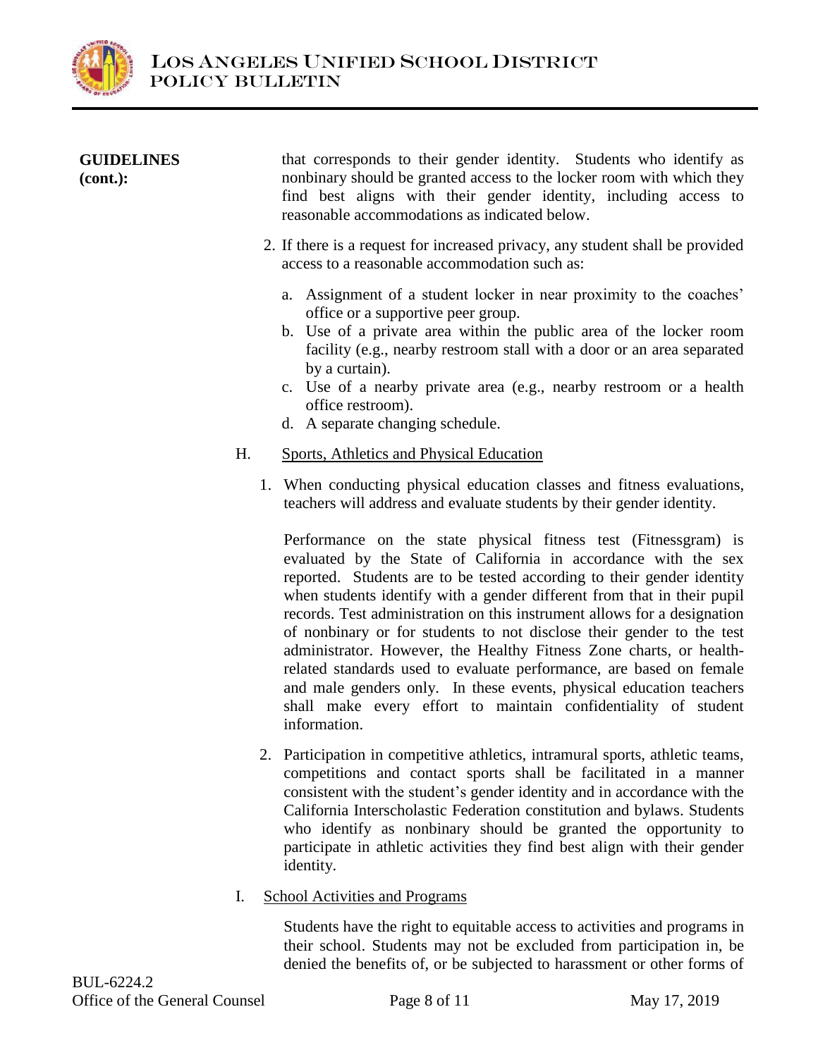**GUIDELINES (cont.):**

that corresponds to their gender identity. Students who identify as nonbinary should be granted access to the locker room with which they find best aligns with their gender identity, including access to reasonable accommodations as indicated below.

2. If there is a request for increased privacy, any student shall be provided access to a reasonable accommodation such as:

   a. Assignment of a student locker in near proximity to the coaches' office or a supportive peer group.
   b. Use of a private area within the public area of the locker room facility (e.g., nearby restroom stall with a door or an area separated by a curtain).
   c. Use of a nearby private area (e.g., nearby restroom or a health office restroom).
   d. A separate changing schedule.

H. Sports, Athletics and Physical Education

1. When conducting physical education classes and fitness evaluations, teachers will address and evaluate students by their gender identity.

   Performance on the state physical fitness test (Fitnessgram) is evaluated by the State of California in accordance with the sex reported. Students are to be tested according to their gender identity when students identify with a gender different from that in their pupil records. Test administration on this instrument allows for a designation of nonbinary or for students to not disclose their gender to the test administrator. However, the Healthy Fitness Zone charts, or health-related standards used to evaluate performance, are based on female and male genders only. In these events, physical education teachers shall make every effort to maintain confidentiality of student information.

2. Participation in competitive athletics, intramural sports, athletic teams, competitions and contact sports shall be facilitated in a manner consistent with the student's gender identity and in accordance with the California Interscholastic Federation constitution and bylaws. Students who identify as nonbinary should be granted the opportunity to participate in athletic activities they find best align with their gender identity.

I. School Activities and Programs

Students have the right to equitable access to activities and programs in their school. Students may not be excluded from participation in, be denied the benefits of, or be subjected to harassment or other forms of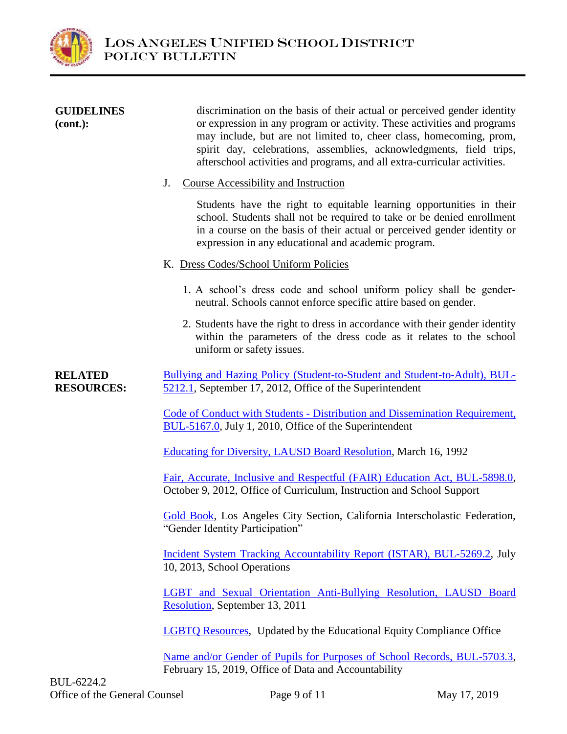**GUIDELINES (cont.):**

discrimination on the basis of their actual or perceived gender identity or expression in any program or activity. These activities and programs may include, but are not limited to, cheer class, homecoming, prom, spirit day, celebrations, assemblies, acknowledgments, field trips, afterschool activities and programs, and all extra-curricular activities.

J. Course Accessibility and Instruction

Students have the right to equitable learning opportunities in their school. Students shall not be required to take or be denied enrollment in a course on the basis of their actual or perceived gender identity or expression in any educational and academic program.

K. Dress Codes/School Uniform Policies

1. A school's dress code and school uniform policy shall be gender-neutral. Schools cannot enforce specific attire based on gender.
2. Students have the right to dress in accordance with their gender identity within the parameters of the dress code as it relates to the school uniform or safety issues.

**RELATED RESOURCES:**

Bullying and Hazing Policy (Student-to-Student and Student-to-Adult), BUL-5212.1, September 17, 2012, Office of the Superintendent

Code of Conduct with Students - Distribution and Dissemination Requirement, BUL-5167.0, July 1, 2010, Office of the Superintendent

Educating for Diversity, LAUSD Board Resolution, March 16, 1992

Fair, Accurate, Inclusive and Respectful (FAIR) Education Act, BUL-5898.0, October 9, 2012, Office of Curriculum, Instruction and School Support

Gold Book, Los Angeles City Section, California Interscholastic Federation, "Gender Identity Participation"

Incident System Tracking Accountability Report (ISTAR), BUL-5269.2, July 10, 2013, School Operations

LGBT and Sexual Orientation Anti-Bullying Resolution, LAUSD Board Resolution, September 13, 2011

LGBTQ Resources, Updated by the Educational Equity Compliance Office

Name and/or Gender of Pupils for Purposes of School Records, BUL-5703.3, February 15, 2019, Office of Data and Accountability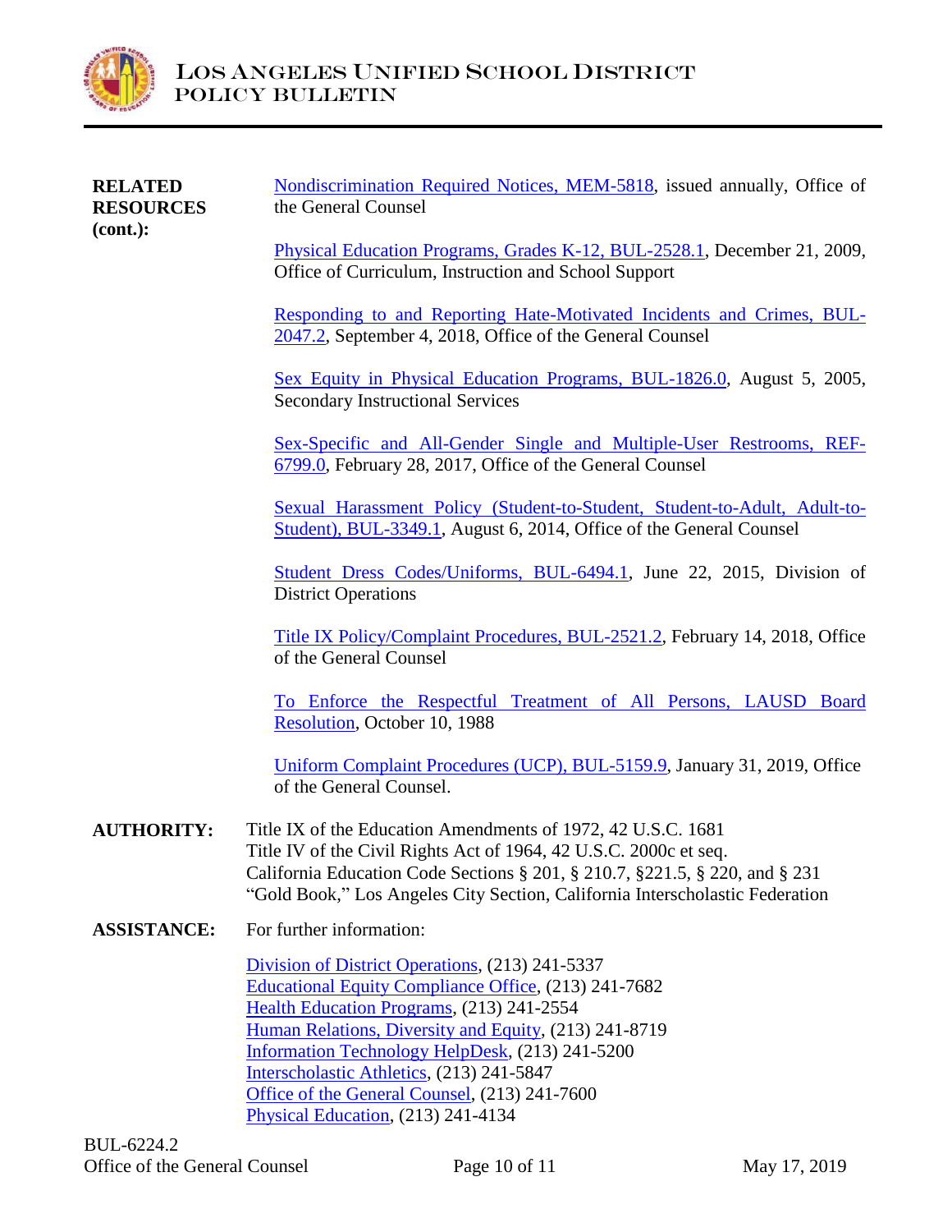**RELATED RESOURCES (cont.):**

Nondiscrimination Required Notices, MEM-5818, issued annually, Office of the General Counsel

Physical Education Programs, Grades K-12, BUL-2528.1, December 21, 2009, Office of Curriculum, Instruction and School Support

Responding to and Reporting Hate-Motivated Incidents and Crimes, BUL-2047.2, September 4, 2018, Office of the General Counsel

Sex Equity in Physical Education Programs, BUL-1826.0, August 5, 2005, Secondary Instructional Services

Sex-Specific and All-Gender Single and Multiple-User Restrooms, REF-6799.0, February 28, 2017, Office of the General Counsel

Sexual Harassment Policy (Student-to-Student, Student-to-Adult, Adult-to-Student), BUL-3349.1, August 6, 2014, Office of the General Counsel

Student Dress Codes/Uniforms, BUL-6494.1, June 22, 2015, Division of District Operations

Title IX Policy/Complaint Procedures, BUL-2521.2, February 14, 2018, Office of the General Counsel

To Enforce the Respectful Treatment of All Persons, LAUSD Board Resolution, October 10, 1988

Uniform Complaint Procedures (UCP), BUL-5159.9, January 31, 2019, Office of the General Counsel.

**AUTHORITY:**

Title IX of the Education Amendments of 1972, 42 U.S.C. 1681
Title IV of the Civil Rights Act of 1964, 42 U.S.C. 2000c et seq.
California Education Code Sections § 201, § 210.7, §221.5, § 220, and § 231
"Gold Book," Los Angeles City Section, California Interscholastic Federation

**ASSISTANCE:**

For further information:

Division of District Operations, (213) 241-5337
Educational Equity Compliance Office, (213) 241-7682
Health Education Programs, (213) 241-2554
Human Relations, Diversity and Equity, (213) 241-8719
Information Technology HelpDesk, (213) 241-5200
Interscholastic Athletics, (213) 241-5847
Office of the General Counsel, (213) 241-7600
Physical Education, (213) 241-4134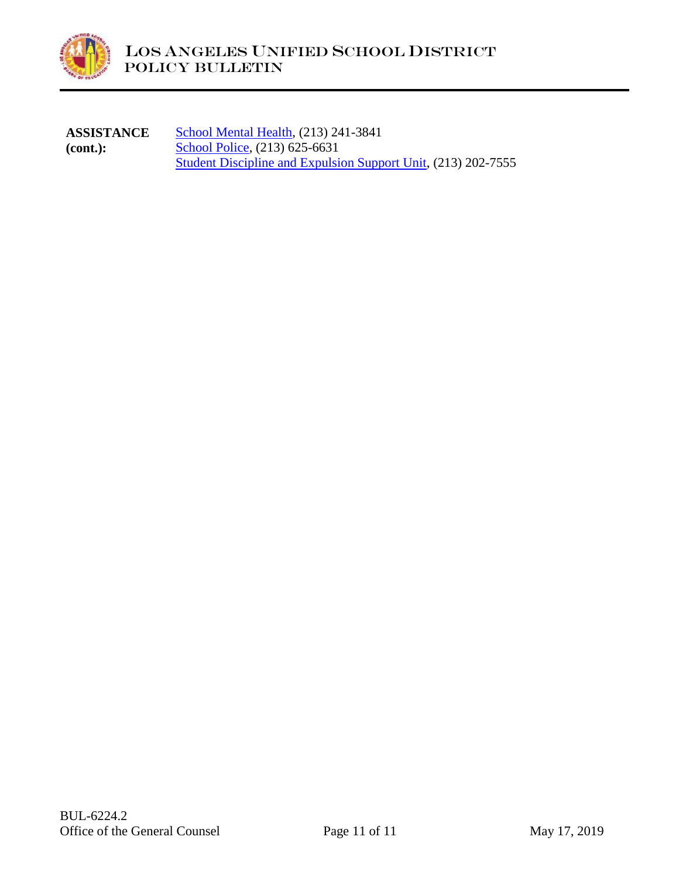| | |
|---|---|
| **ASSISTANCE (cont.):** | School Mental Health, (213) 241-3841<br>School Police, (213) 625-6631<br>Student Discipline and Expulsion Support Unit, (213) 202-7555 |